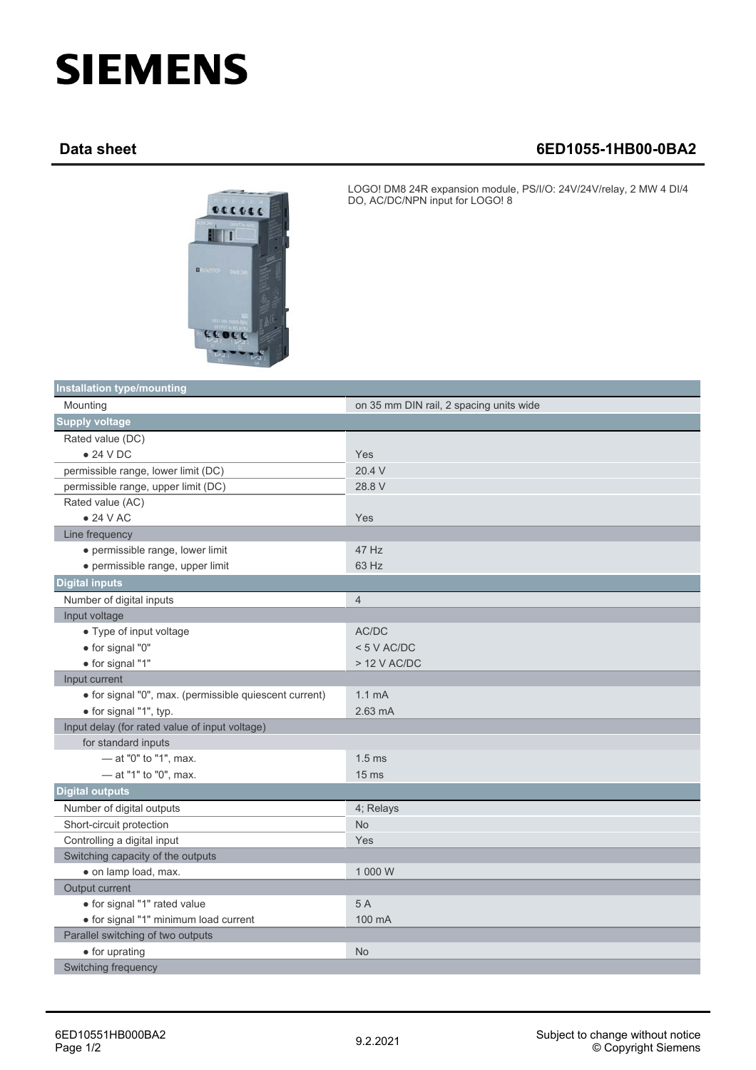# SIEMENS

## Data sheet 6ED1055-1HB00-0BA2

LOGO! DM8 24R expansion module, PS/I/O: 24V/24V/relay, 2 MW 4 DI/4 DO, AC/DC/NPN input for LOGO! 8

| Installation type/mounting | |
|---|---|
| Mounting | on 35 mm DIN rail, 2 spacing units wide |
| **Supply voltage** | |
| Rated value (DC) | |
| • 24 V DC | Yes |
| permissible range, lower limit (DC) | 20.4 V |
| permissible range, upper limit (DC) | 28.8 V |
| Rated value (AC) | |
| • 24 V AC | Yes |
| Line frequency | |
| • permissible range, lower limit | 47 Hz |
| • permissible range, upper limit | 63 Hz |
| **Digital inputs** | |
| Number of digital inputs | 4 |
| Input voltage | |
| • Type of input voltage | AC/DC |
| • for signal "0" | < 5 V AC/DC |
| • for signal "1" | > 12 V AC/DC |
| Input current | |
| • for signal "0", max. (permissible quiescent current) | 1.1 mA |
| • for signal "1", typ. | 2.63 mA |
| Input delay (for rated value of input voltage) | |
| for standard inputs | |
| — at "0" to "1", max. | 1.5 ms |
| — at "1" to "0", max. | 15 ms |
| **Digital outputs** | |
| Number of digital outputs | 4; Relays |
| Short-circuit protection | No |
| Controlling a digital input | Yes |
| Switching capacity of the outputs | |
| • on lamp load, max. | 1 000 W |
| Output current | |
| • for signal "1" rated value | 5 A |
| • for signal "1" minimum load current | 100 mA |
| Parallel switching of two outputs | |
| • for uprating | No |
| Switching frequency | |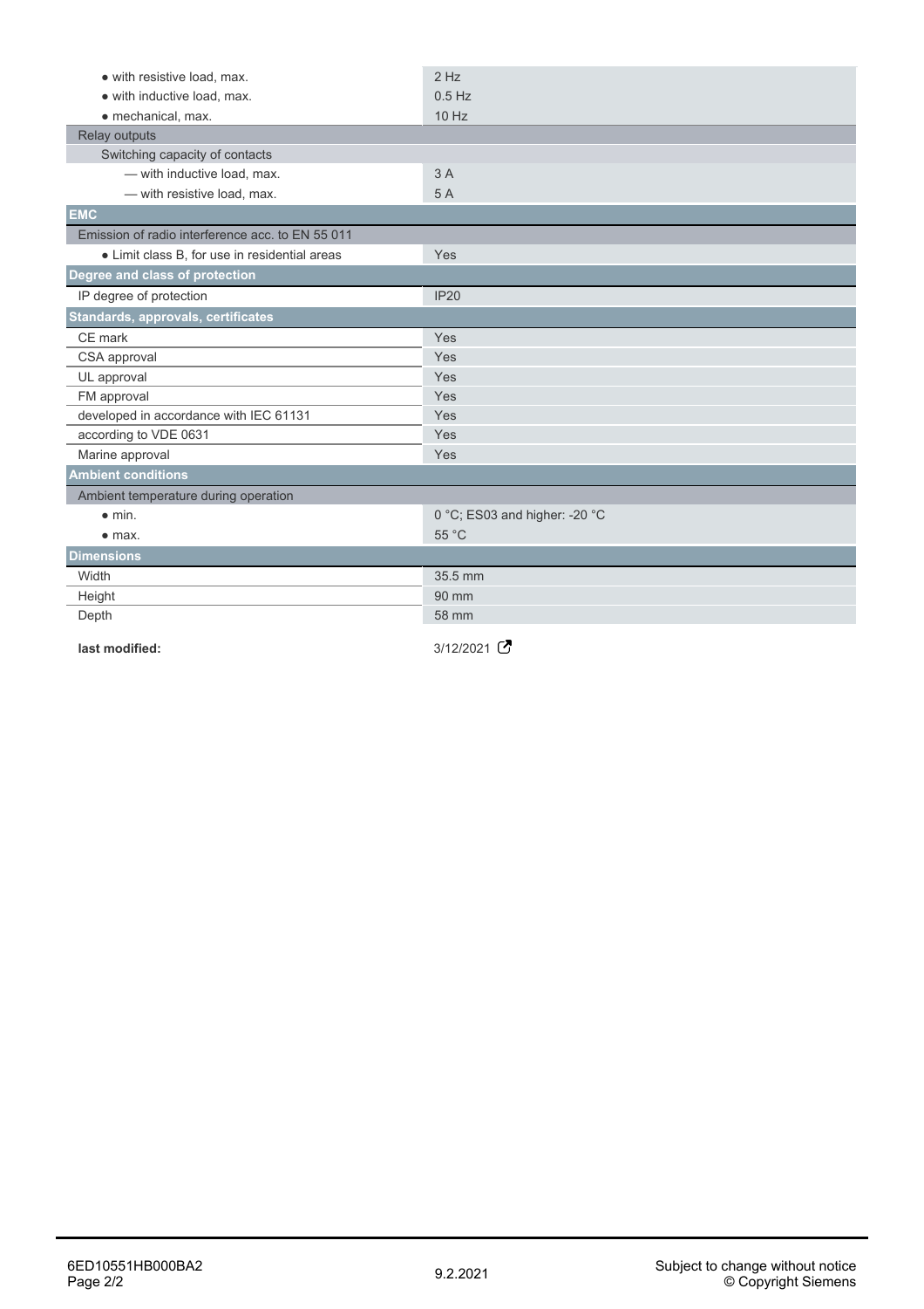| | |
|---|---|
| • with resistive load, max. | 2 Hz |
| • with inductive load, max. | 0.5 Hz |
| • mechanical, max. | 10 Hz |
| Relay outputs | |
| Switching capacity of contacts | |
| — with inductive load, max. | 3 A |
| — with resistive load, max. | 5 A |
| **EMC** | |
| Emission of radio interference acc. to EN 55 011 | |
| • Limit class B, for use in residential areas | Yes |
| **Degree and class of protection** | |
| IP degree of protection | IP20 |
| **Standards, approvals, certificates** | |
| CE mark | Yes |
| CSA approval | Yes |
| UL approval | Yes |
| FM approval | Yes |
| developed in accordance with IEC 61131 | Yes |
| according to VDE 0631 | Yes |
| Marine approval | Yes |
| **Ambient conditions** | |
| Ambient temperature during operation | |
| • min. | 0 °C; ES03 and higher: -20 °C |
| • max. | 55 °C |
| **Dimensions** | |
| Width | 35.5 mm |
| Height | 90 mm |
| Depth | 58 mm |

**last modified:** 3/12/2021